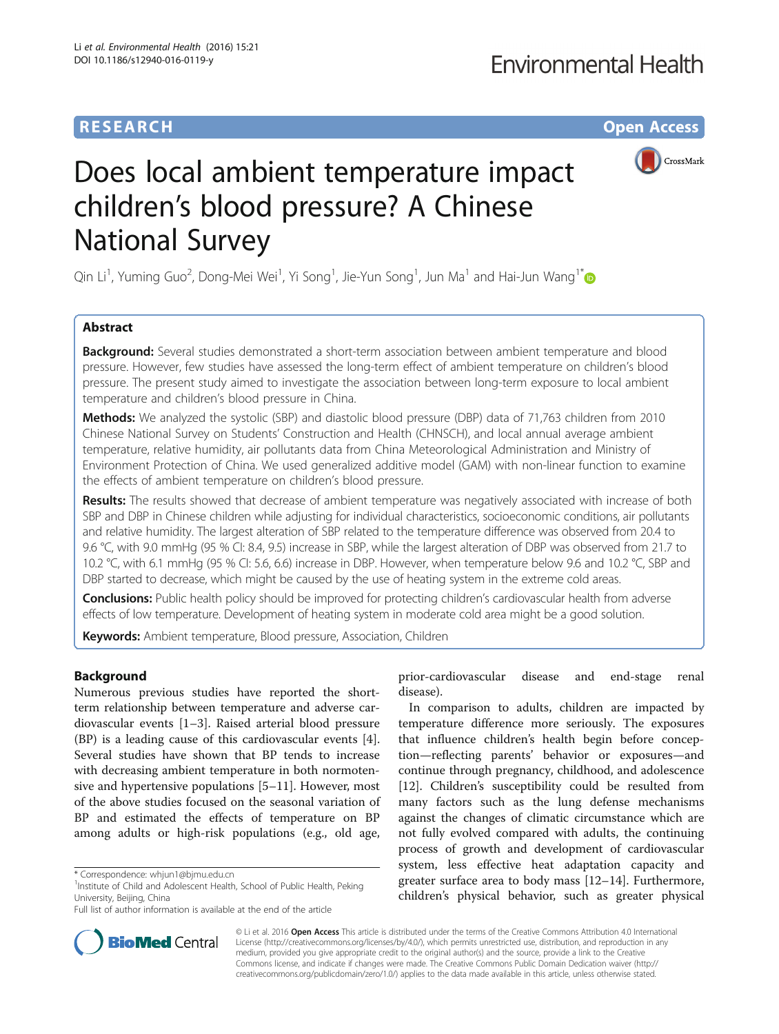RESEARCH

Open Access

# Does local ambient temperature impact children's blood pressure? A Chinese National Survey

Qin Li[1], Yuming Guo[2], Dong-Mei Wei[1], Yi Song[1], Jie-Yun Song[1], Jun Ma[1] and Hai-Jun Wang[1*]

## Abstract

**Background:** Several studies demonstrated a short-term association between ambient temperature and blood pressure. However, few studies have assessed the long-term effect of ambient temperature on children's blood pressure. The present study aimed to investigate the association between long-term exposure to local ambient temperature and children's blood pressure in China.

**Methods:** We analyzed the systolic (SBP) and diastolic blood pressure (DBP) data of 71,763 children from 2010 Chinese National Survey on Students' Construction and Health (CHNSCH), and local annual average ambient temperature, relative humidity, air pollutants data from China Meteorological Administration and Ministry of Environment Protection of China. We used generalized additive model (GAM) with non-linear function to examine the effects of ambient temperature on children's blood pressure.

**Results:** The results showed that decrease of ambient temperature was negatively associated with increase of both SBP and DBP in Chinese children while adjusting for individual characteristics, socioeconomic conditions, air pollutants and relative humidity. The largest alteration of SBP related to the temperature difference was observed from 20.4 to 9.6 °C, with 9.0 mmHg (95 % CI: 8.4, 9.5) increase in SBP, while the largest alteration of DBP was observed from 21.7 to 10.2 °C, with 6.1 mmHg (95 % CI: 5.6, 6.6) increase in DBP. However, when temperature below 9.6 and 10.2 °C, SBP and DBP started to decrease, which might be caused by the use of heating system in the extreme cold areas.

**Conclusions:** Public health policy should be improved for protecting children's cardiovascular health from adverse effects of low temperature. Development of heating system in moderate cold area might be a good solution.

**Keywords:** Ambient temperature, Blood pressure, Association, Children

## Background

Numerous previous studies have reported the short-term relationship between temperature and adverse cardiovascular events [1–3]. Raised arterial blood pressure (BP) is a leading cause of this cardiovascular events [4]. Several studies have shown that BP tends to increase with decreasing ambient temperature in both normotensive and hypertensive populations [5–11]. However, most of the above studies focused on the seasonal variation of BP and estimated the effects of temperature on BP among adults or high-risk populations (e.g., old age, prior-cardiovascular disease and end-stage renal disease).

In comparison to adults, children are impacted by temperature difference more seriously. The exposures that influence children's health begin before conception—reflecting parents' behavior or exposures—and continue through pregnancy, childhood, and adolescence [12]. Children's susceptibility could be resulted from many factors such as the lung defense mechanisms against the changes of climatic circumstance which are not fully evolved compared with adults, the continuing process of growth and development of cardiovascular system, less effective heat adaptation capacity and greater surface area to body mass [12–14]. Furthermore, children's physical behavior, such as greater physical

\* Correspondence: whjun1@bjmu.edu.cn
[1]Institute of Child and Adolescent Health, School of Public Health, Peking University, Beijing, China
Full list of author information is available at the end of the article

© Li et al. 2016 **Open Access** This article is distributed under the terms of the Creative Commons Attribution 4.0 International License (http://creativecommons.org/licenses/by/4.0/), which permits unrestricted use, distribution, and reproduction in any medium, provided you give appropriate credit to the original author(s) and the source, provide a link to the Creative Commons license, and indicate if changes were made. The Creative Commons Public Domain Dedication waiver (http://creativecommons.org/publicdomain/zero/1.0/) applies to the data made available in this article, unless otherwise stated.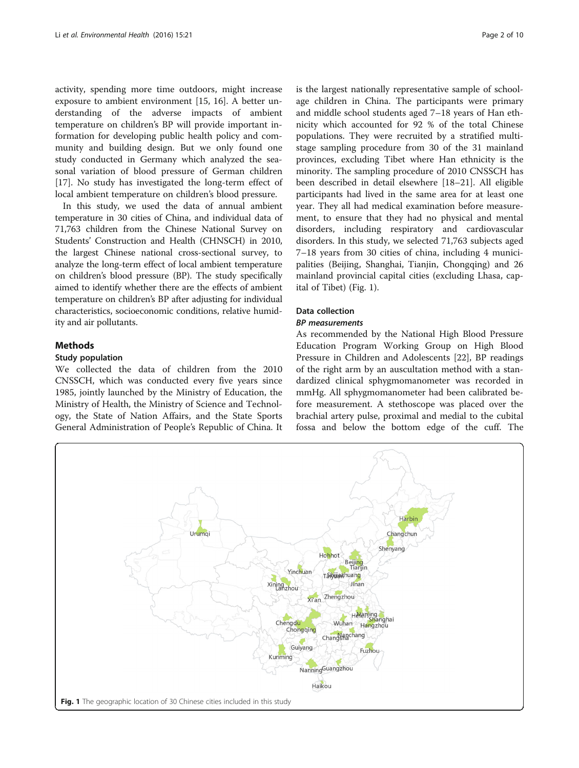activity, spending more time outdoors, might increase exposure to ambient environment [15, 16]. A better understanding of the adverse impacts of ambient temperature on children's BP will provide important information for developing public health policy and community and building design. But we only found one study conducted in Germany which analyzed the seasonal variation of blood pressure of German children [17]. No study has investigated the long-term effect of local ambient temperature on children's blood pressure.

In this study, we used the data of annual ambient temperature in 30 cities of China, and individual data of 71,763 children from the Chinese National Survey on Students' Construction and Health (CHNSCH) in 2010, the largest Chinese national cross-sectional survey, to analyze the long-term effect of local ambient temperature on children's blood pressure (BP). The study specifically aimed to identify whether there are the effects of ambient temperature on children's BP after adjusting for individual characteristics, socioeconomic conditions, relative humidity and air pollutants.

## Methods

### Study population

We collected the data of children from the 2010 CNSSCH, which was conducted every five years since 1985, jointly launched by the Ministry of Education, the Ministry of Health, the Ministry of Science and Technology, the State of Nation Affairs, and the State Sports General Administration of People's Republic of China. It is the largest nationally representative sample of school-age children in China. The participants were primary and middle school students aged 7–18 years of Han ethnicity which accounted for 92 % of the total Chinese populations. They were recruited by a stratified multistage sampling procedure from 30 of the 31 mainland provinces, excluding Tibet where Han ethnicity is the minority. The sampling procedure of 2010 CNSSCH has been described in detail elsewhere [18–21]. All eligible participants had lived in the same area for at least one year. They all had medical examination before measurement, to ensure that they had no physical and mental disorders, including respiratory and cardiovascular disorders. In this study, we selected 71,763 subjects aged 7–18 years from 30 cities of china, including 4 municipalities (Beijing, Shanghai, Tianjin, Chongqing) and 26 mainland provincial capital cities (excluding Lhasa, capital of Tibet) (Fig. 1).

### Data collection

#### *BP measurements*

As recommended by the National High Blood Pressure Education Program Working Group on High Blood Pressure in Children and Adolescents [22], BP readings of the right arm by an auscultation method with a standardized clinical sphygmomanometer was recorded in mmHg. All sphygmomanometer had been calibrated before measurement. A stethoscope was placed over the brachial artery pulse, proximal and medial to the cubital fossa and below the bottom edge of the cuff. The

**Fig. 1** The geographic location of 30 Chinese cities included in this study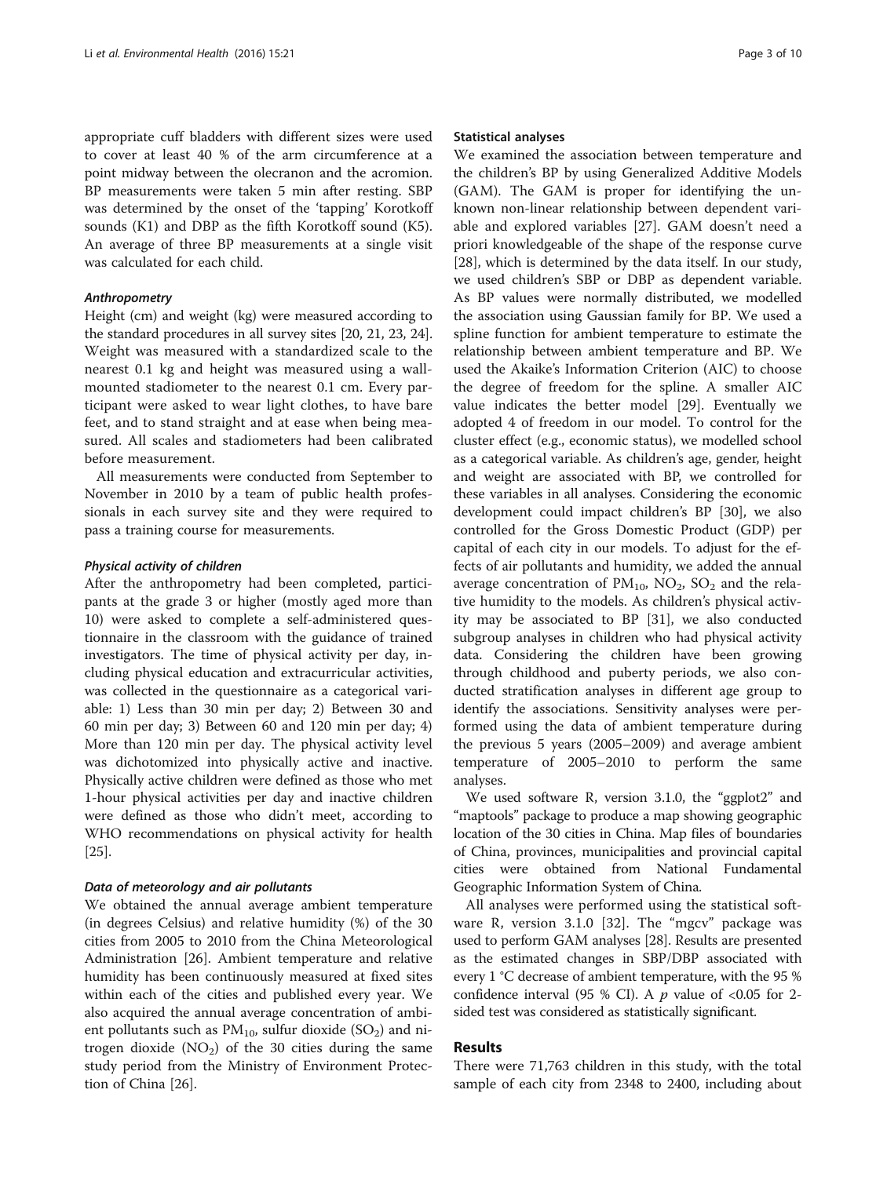appropriate cuff bladders with different sizes were used to cover at least 40 % of the arm circumference at a point midway between the olecranon and the acromion. BP measurements were taken 5 min after resting. SBP was determined by the onset of the 'tapping' Korotkoff sounds (K1) and DBP as the fifth Korotkoff sound (K5). An average of three BP measurements at a single visit was calculated for each child.

#### *Anthropometry*

Height (cm) and weight (kg) were measured according to the standard procedures in all survey sites [20, 21, 23, 24]. Weight was measured with a standardized scale to the nearest 0.1 kg and height was measured using a wall-mounted stadiometer to the nearest 0.1 cm. Every participant were asked to wear light clothes, to have bare feet, and to stand straight and at ease when being measured. All scales and stadiometers had been calibrated before measurement.

All measurements were conducted from September to November in 2010 by a team of public health professionals in each survey site and they were required to pass a training course for measurements.

#### *Physical activity of children*

After the anthropometry had been completed, participants at the grade 3 or higher (mostly aged more than 10) were asked to complete a self-administered questionnaire in the classroom with the guidance of trained investigators. The time of physical activity per day, including physical education and extracurricular activities, was collected in the questionnaire as a categorical variable: 1) Less than 30 min per day; 2) Between 30 and 60 min per day; 3) Between 60 and 120 min per day; 4) More than 120 min per day. The physical activity level was dichotomized into physically active and inactive. Physically active children were defined as those who met 1-hour physical activities per day and inactive children were defined as those who didn't meet, according to WHO recommendations on physical activity for health [25].

#### *Data of meteorology and air pollutants*

We obtained the annual average ambient temperature (in degrees Celsius) and relative humidity (%) of the 30 cities from 2005 to 2010 from the China Meteorological Administration [26]. Ambient temperature and relative humidity has been continuously measured at fixed sites within each of the cities and published every year. We also acquired the annual average concentration of ambient pollutants such as $PM_{10}$, sulfur dioxide ($SO_2$) and nitrogen dioxide ($NO_2$) of the 30 cities during the same study period from the Ministry of Environment Protection of China [26].

### Statistical analyses

We examined the association between temperature and the children's BP by using Generalized Additive Models (GAM). The GAM is proper for identifying the unknown non-linear relationship between dependent variable and explored variables [27]. GAM doesn't need a priori knowledgeable of the shape of the response curve [28], which is determined by the data itself. In our study, we used children's SBP or DBP as dependent variable. As BP values were normally distributed, we modelled the association using Gaussian family for BP. We used a spline function for ambient temperature to estimate the relationship between ambient temperature and BP. We used the Akaike's Information Criterion (AIC) to choose the degree of freedom for the spline. A smaller AIC value indicates the better model [29]. Eventually we adopted 4 of freedom in our model. To control for the cluster effect (e.g., economic status), we modelled school as a categorical variable. As children's age, gender, height and weight are associated with BP, we controlled for these variables in all analyses. Considering the economic development could impact children's BP [30], we also controlled for the Gross Domestic Product (GDP) per capital of each city in our models. To adjust for the effects of air pollutants and humidity, we added the annual average concentration of $PM_{10}$, $NO_2$, $SO_2$ and the relative humidity to the models. As children's physical activity may be associated to BP [31], we also conducted subgroup analyses in children who had physical activity data. Considering the children have been growing through childhood and puberty periods, we also conducted stratification analyses in different age group to identify the associations. Sensitivity analyses were performed using the data of ambient temperature during the previous 5 years (2005–2009) and average ambient temperature of 2005–2010 to perform the same analyses.

We used software R, version 3.1.0, the "ggplot2" and "maptools" package to produce a map showing geographic location of the 30 cities in China. Map files of boundaries of China, provinces, municipalities and provincial capital cities were obtained from National Fundamental Geographic Information System of China.

All analyses were performed using the statistical software R, version 3.1.0 [32]. The "mgcv" package was used to perform GAM analyses [28]. Results are presented as the estimated changes in SBP/DBP associated with every 1 °C decrease of ambient temperature, with the 95 % confidence interval (95 % CI). A $p$ value of <0.05 for 2-sided test was considered as statistically significant.

## Results

There were 71,763 children in this study, with the total sample of each city from 2348 to 2400, including about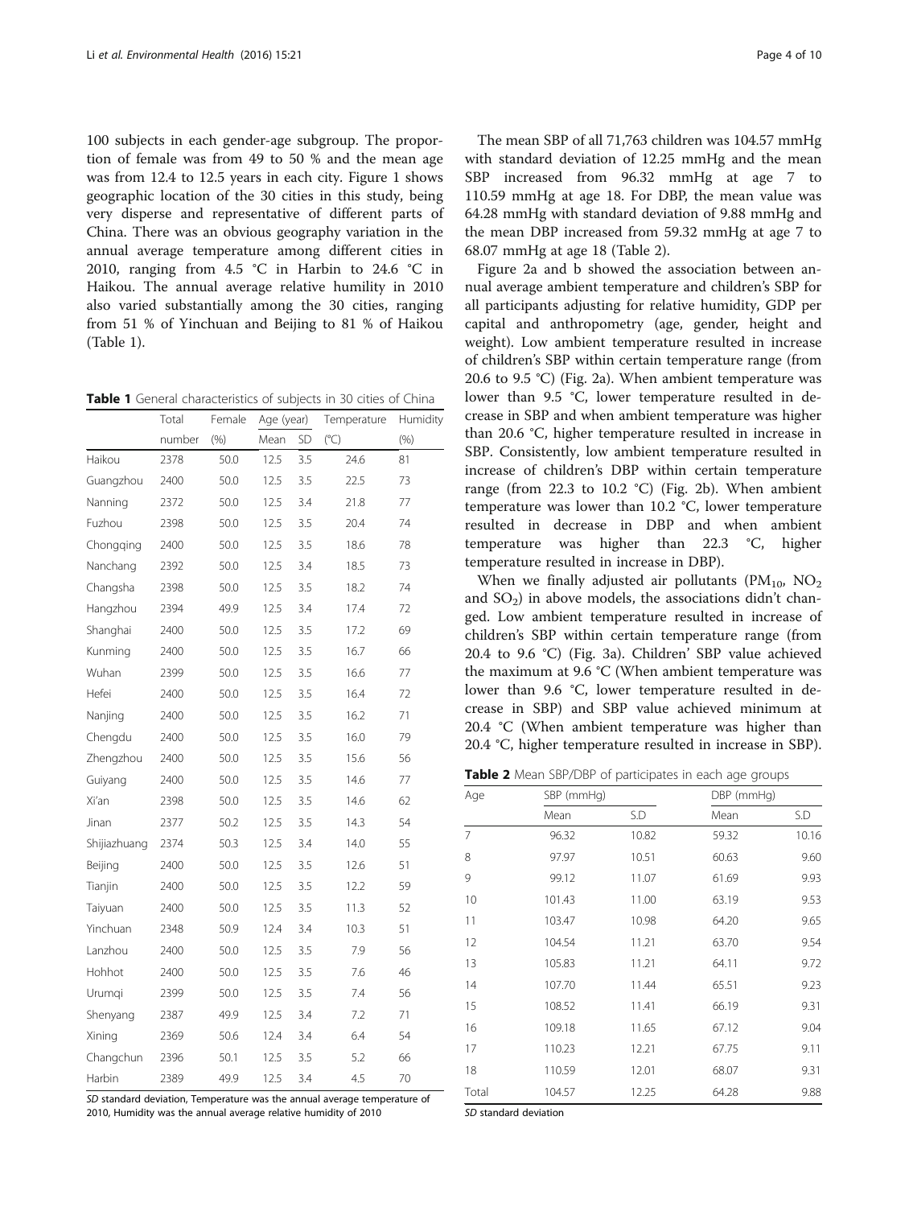100 subjects in each gender-age subgroup. The proportion of female was from 49 to 50 % and the mean age was from 12.4 to 12.5 years in each city. Figure 1 shows geographic location of the 30 cities in this study, being very disperse and representative of different parts of China. There was an obvious geography variation in the annual average temperature among different cities in 2010, ranging from 4.5 °C in Harbin to 24.6 °C in Haikou. The annual average relative humility in 2010 also varied substantially among the 30 cities, ranging from 51 % of Yinchuan and Beijing to 81 % of Haikou (Table 1).

**Table 1** General characteristics of subjects in 30 cities of China

| | Total number | Female (%) | Age (year) Mean | Age (year) SD | Temperature (°C) | Humidity (%) |
|---|---|---|---|---|---|---|
| Haikou | 2378 | 50.0 | 12.5 | 3.5 | 24.6 | 81 |
| Guangzhou | 2400 | 50.0 | 12.5 | 3.5 | 22.5 | 73 |
| Nanning | 2372 | 50.0 | 12.5 | 3.4 | 21.8 | 77 |
| Fuzhou | 2398 | 50.0 | 12.5 | 3.5 | 20.4 | 74 |
| Chongqing | 2400 | 50.0 | 12.5 | 3.5 | 18.6 | 78 |
| Nanchang | 2392 | 50.0 | 12.5 | 3.4 | 18.5 | 73 |
| Changsha | 2398 | 50.0 | 12.5 | 3.5 | 18.2 | 74 |
| Hangzhou | 2394 | 49.9 | 12.5 | 3.4 | 17.4 | 72 |
| Shanghai | 2400 | 50.0 | 12.5 | 3.5 | 17.2 | 69 |
| Kunming | 2400 | 50.0 | 12.5 | 3.5 | 16.7 | 66 |
| Wuhan | 2399 | 50.0 | 12.5 | 3.5 | 16.6 | 77 |
| Hefei | 2400 | 50.0 | 12.5 | 3.5 | 16.4 | 72 |
| Nanjing | 2400 | 50.0 | 12.5 | 3.5 | 16.2 | 71 |
| Chengdu | 2400 | 50.0 | 12.5 | 3.5 | 16.0 | 79 |
| Zhengzhou | 2400 | 50.0 | 12.5 | 3.5 | 15.6 | 56 |
| Guiyang | 2400 | 50.0 | 12.5 | 3.5 | 14.6 | 77 |
| Xi'an | 2398 | 50.0 | 12.5 | 3.5 | 14.6 | 62 |
| Jinan | 2377 | 50.2 | 12.5 | 3.5 | 14.3 | 54 |
| Shijiazhuang | 2374 | 50.3 | 12.5 | 3.4 | 14.0 | 55 |
| Beijing | 2400 | 50.0 | 12.5 | 3.5 | 12.6 | 51 |
| Tianjin | 2400 | 50.0 | 12.5 | 3.5 | 12.2 | 59 |
| Taiyuan | 2400 | 50.0 | 12.5 | 3.5 | 11.3 | 52 |
| Yinchuan | 2348 | 50.9 | 12.4 | 3.4 | 10.3 | 51 |
| Lanzhou | 2400 | 50.0 | 12.5 | 3.5 | 7.9 | 56 |
| Hohhot | 2400 | 50.0 | 12.5 | 3.5 | 7.6 | 46 |
| Urumqi | 2399 | 50.0 | 12.5 | 3.5 | 7.4 | 56 |
| Shenyang | 2387 | 49.9 | 12.5 | 3.4 | 7.2 | 71 |
| Xining | 2369 | 50.6 | 12.4 | 3.4 | 6.4 | 54 |
| Changchun | 2396 | 50.1 | 12.5 | 3.5 | 5.2 | 66 |
| Harbin | 2389 | 49.9 | 12.5 | 3.4 | 4.5 | 70 |

*SD* standard deviation, Temperature was the annual average temperature of 2010, Humidity was the annual average relative humidity of 2010

The mean SBP of all 71,763 children was 104.57 mmHg with standard deviation of 12.25 mmHg and the mean SBP increased from 96.32 mmHg at age 7 to 110.59 mmHg at age 18. For DBP, the mean value was 64.28 mmHg with standard deviation of 9.88 mmHg and the mean DBP increased from 59.32 mmHg at age 7 to 68.07 mmHg at age 18 (Table 2).

Figure 2a and b showed the association between annual average ambient temperature and children's SBP for all participants adjusting for relative humidity, GDP per capital and anthropometry (age, gender, height and weight). Low ambient temperature resulted in increase of children's SBP within certain temperature range (from 20.6 to 9.5 °C) (Fig. 2a). When ambient temperature was lower than 9.5 °C, lower temperature resulted in decrease in SBP and when ambient temperature was higher than 20.6 °C, higher temperature resulted in increase in SBP. Consistently, low ambient temperature resulted in increase of children's DBP within certain temperature range (from 22.3 to 10.2 °C) (Fig. 2b). When ambient temperature was lower than 10.2 °C, lower temperature resulted in decrease in DBP and when ambient temperature was higher than 22.3 °C, higher temperature resulted in increase in DBP).

When we finally adjusted air pollutants ($PM_{10}$, $NO_2$ and $SO_2$) in above models, the associations didn't changed. Low ambient temperature resulted in increase of children's SBP within certain temperature range (from 20.4 to 9.6 °C) (Fig. 3a). Children' SBP value achieved the maximum at 9.6 °C (When ambient temperature was lower than 9.6 °C, lower temperature resulted in decrease in SBP) and SBP value achieved minimum at 20.4 °C (When ambient temperature was higher than 20.4 °C, higher temperature resulted in increase in SBP).

**Table 2** Mean SBP/DBP of participates in each age groups

| Age | SBP (mmHg) Mean | SBP (mmHg) S.D | DBP (mmHg) Mean | DBP (mmHg) S.D |
|---|---|---|---|---|
| 7 | 96.32 | 10.82 | 59.32 | 10.16 |
| 8 | 97.97 | 10.51 | 60.63 | 9.60 |
| 9 | 99.12 | 11.07 | 61.69 | 9.93 |
| 10 | 101.43 | 11.00 | 63.19 | 9.53 |
| 11 | 103.47 | 10.98 | 64.20 | 9.65 |
| 12 | 104.54 | 11.21 | 63.70 | 9.54 |
| 13 | 105.83 | 11.21 | 64.11 | 9.72 |
| 14 | 107.70 | 11.44 | 65.51 | 9.23 |
| 15 | 108.52 | 11.41 | 66.19 | 9.31 |
| 16 | 109.18 | 11.65 | 67.12 | 9.04 |
| 17 | 110.23 | 12.21 | 67.75 | 9.11 |
| 18 | 110.59 | 12.01 | 68.07 | 9.31 |
| Total | 104.57 | 12.25 | 64.28 | 9.88 |

*SD* standard deviation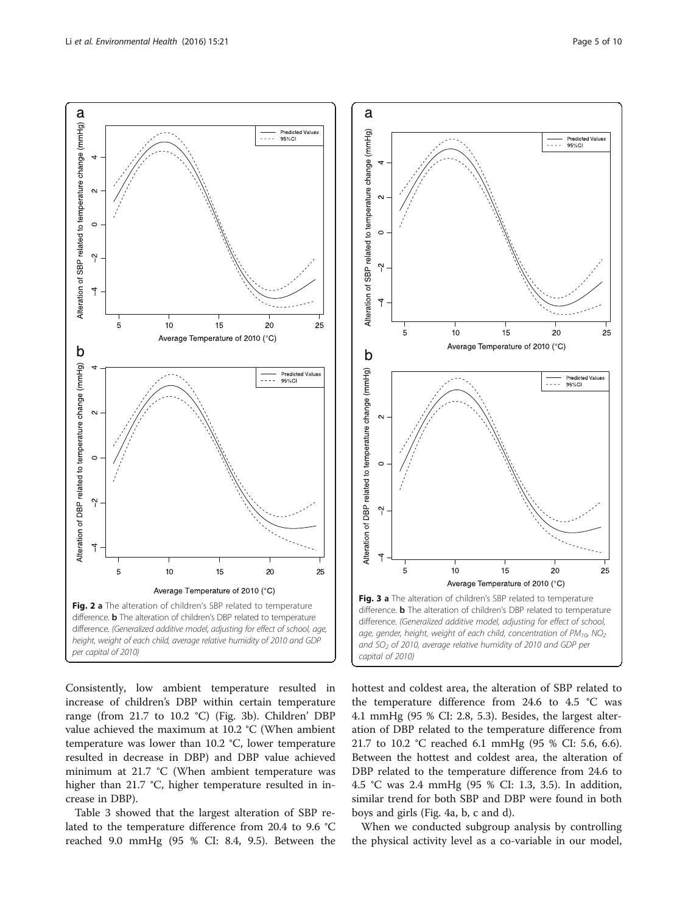Fig. 2 **a** The alteration of children's SBP related to temperature difference. **b** The alteration of children's DBP related to temperature difference. *(Generalized additive model, adjusting for effect of school, age, height, weight of each child, average relative humidity of 2010 and GDP per capital of 2010)*

Fig. 3 **a** The alteration of children's SBP related to temperature difference. **b** The alteration of children's DBP related to temperature difference. *(Generalized additive model, adjusting for effect of school, age, gender, height, weight of each child, concentration of $PM_{10}$, $NO_2$ and $SO_2$ of 2010, average relative humidity of 2010 and GDP per capital of 2010)*

Consistently, low ambient temperature resulted in increase of children's DBP within certain temperature range (from 21.7 to 10.2 °C) (Fig. 3b). Children' DBP value achieved the maximum at 10.2 °C (When ambient temperature was lower than 10.2 °C, lower temperature resulted in decrease in DBP) and DBP value achieved minimum at 21.7 °C (When ambient temperature was higher than 21.7 °C, higher temperature resulted in increase in DBP).

Table 3 showed that the largest alteration of SBP related to the temperature difference from 20.4 to 9.6 °C reached 9.0 mmHg (95 % CI: 8.4, 9.5). Between the hottest and coldest area, the alteration of SBP related to the temperature difference from 24.6 to 4.5 °C was 4.1 mmHg (95 % CI: 2.8, 5.3). Besides, the largest alteration of DBP related to the temperature difference from 21.7 to 10.2 °C reached 6.1 mmHg (95 % CI: 5.6, 6.6). Between the hottest and coldest area, the alteration of DBP related to the temperature difference from 24.6 to 4.5 °C was 2.4 mmHg (95 % CI: 1.3, 3.5). In addition, similar trend for both SBP and DBP were found in both boys and girls (Fig. 4a, b, c and d).

When we conducted subgroup analysis by controlling the physical activity level as a co-variable in our model,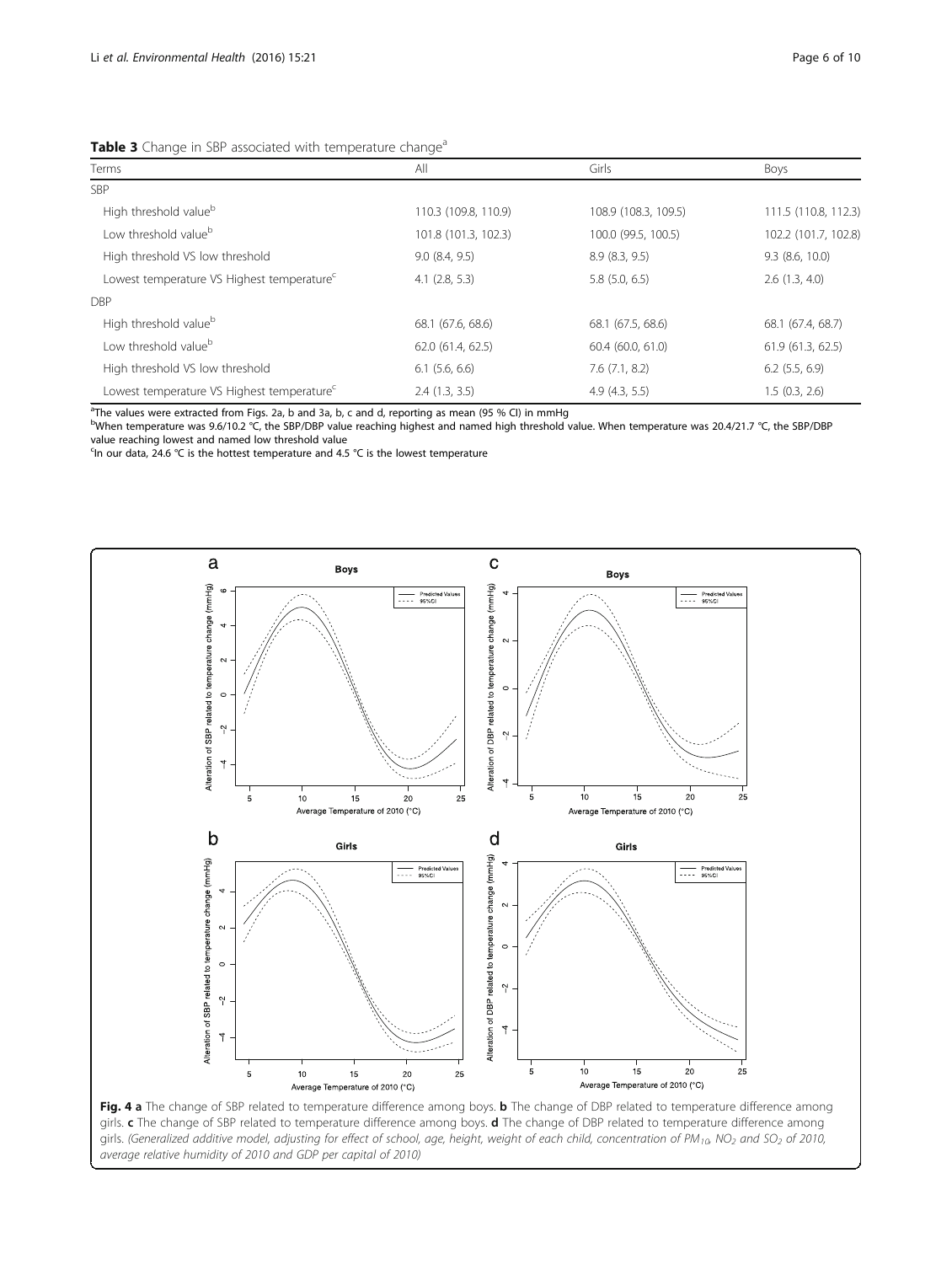**Table 3** Change in SBP associated with temperature change[a]

| Terms | All | Girls | Boys |
|---|---|---|---|
| SBP | | | |
| High threshold value[b] | 110.3 (109.8, 110.9) | 108.9 (108.3, 109.5) | 111.5 (110.8, 112.3) |
| Low threshold value[b] | 101.8 (101.3, 102.3) | 100.0 (99.5, 100.5) | 102.2 (101.7, 102.8) |
| High threshold VS low threshold | 9.0 (8.4, 9.5) | 8.9 (8.3, 9.5) | 9.3 (8.6, 10.0) |
| Lowest temperature VS Highest temperature[c] | 4.1 (2.8, 5.3) | 5.8 (5.0, 6.5) | 2.6 (1.3, 4.0) |
| DBP | | | |
| High threshold value[b] | 68.1 (67.6, 68.6) | 68.1 (67.5, 68.6) | 68.1 (67.4, 68.7) |
| Low threshold value[b] | 62.0 (61.4, 62.5) | 60.4 (60.0, 61.0) | 61.9 (61.3, 62.5) |
| High threshold VS low threshold | 6.1 (5.6, 6.6) | 7.6 (7.1, 8.2) | 6.2 (5.5, 6.9) |
| Lowest temperature VS Highest temperature[c] | 2.4 (1.3, 3.5) | 4.9 (4.3, 5.5) | 1.5 (0.3, 2.6) |

[a]The values were extracted from Figs. 2a, b and 3a, b, c and d, reporting as mean (95 % CI) in mmHg
[b]When temperature was 9.6/10.2 °C, the SBP/DBP value reaching highest and named high threshold value. When temperature was 20.4/21.7 °C, the SBP/DBP value reaching lowest and named low threshold value
[c]In our data, 24.6 °C is the hottest temperature and 4.5 °C is the lowest temperature

**Fig. 4 a** The change of SBP related to temperature difference among boys. **b** The change of DBP related to temperature difference among girls. **c** The change of SBP related to temperature difference among boys. **d** The change of DBP related to temperature difference among girls. *(Generalized additive model, adjusting for effect of school, age, height, weight of each child, concentration of $PM_{10}$, $NO_2$ and $SO_2$ of 2010, average relative humidity of 2010 and GDP per capital of 2010)*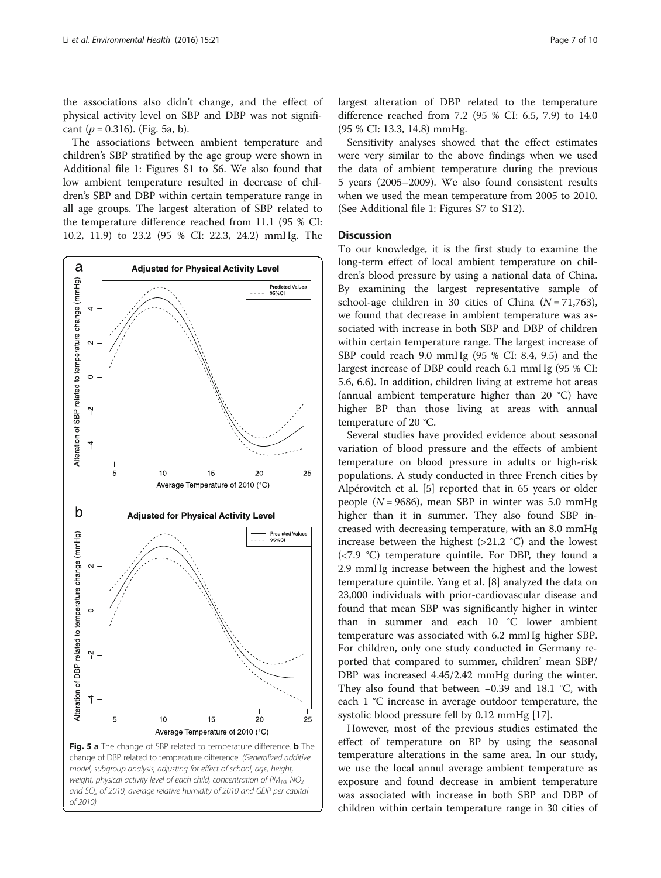the associations also didn't change, and the effect of physical activity level on SBP and DBP was not significant ($p = 0.316$). (Fig. 5a, b).

The associations between ambient temperature and children's SBP stratified by the age group were shown in Additional file 1: Figures S1 to S6. We also found that low ambient temperature resulted in decrease of children's SBP and DBP within certain temperature range in all age groups. The largest alteration of SBP related to the temperature difference reached from 11.1 (95 % CI: 10.2, 11.9) to 23.2 (95 % CI: 22.3, 24.2) mmHg. The largest alteration of DBP related to the temperature difference reached from 7.2 (95 % CI: 6.5, 7.9) to 14.0 (95 % CI: 13.3, 14.8) mmHg.

**Fig. 5 a** The change of SBP related to temperature difference. **b** The change of DBP related to temperature difference. *(Generalized additive model, subgroup analysis, adjusting for effect of school, age, height, weight, physical activity level of each child, concentration of $PM_{10}$, $NO_2$ and $SO_2$ of 2010, average relative humidity of 2010 and GDP per capital of 2010)*

Sensitivity analyses showed that the effect estimates were very similar to the above findings when we used the data of ambient temperature during the previous 5 years (2005–2009). We also found consistent results when we used the mean temperature from 2005 to 2010. (See Additional file 1: Figures S7 to S12).

## Discussion

To our knowledge, it is the first study to examine the long-term effect of local ambient temperature on children's blood pressure by using a national data of China. By examining the largest representative sample of school-age children in 30 cities of China ($N = 71,763$), we found that decrease in ambient temperature was associated with increase in both SBP and DBP of children within certain temperature range. The largest increase of SBP could reach 9.0 mmHg (95 % CI: 8.4, 9.5) and the largest increase of DBP could reach 6.1 mmHg (95 % CI: 5.6, 6.6). In addition, children living at extreme hot areas (annual ambient temperature higher than 20 °C) have higher BP than those living at areas with annual temperature of 20 °C.

Several studies have provided evidence about seasonal variation of blood pressure and the effects of ambient temperature on blood pressure in adults or high-risk populations. A study conducted in three French cities by Alpérovitch et al. [5] reported that in 65 years or older people ($N = 9686$), mean SBP in winter was 5.0 mmHg higher than it in summer. They also found SBP increased with decreasing temperature, with an 8.0 mmHg increase between the highest (>21.2 °C) and the lowest (<7.9 °C) temperature quintile. For DBP, they found a 2.9 mmHg increase between the highest and the lowest temperature quintile. Yang et al. [8] analyzed the data on 23,000 individuals with prior-cardiovascular disease and found that mean SBP was significantly higher in winter than in summer and each 10 °C lower ambient temperature was associated with 6.2 mmHg higher SBP. For children, only one study conducted in Germany reported that compared to summer, children' mean SBP/DBP was increased 4.45/2.42 mmHg during the winter. They also found that between −0.39 and 18.1 °C, with each 1 °C increase in average outdoor temperature, the systolic blood pressure fell by 0.12 mmHg [17].

However, most of the previous studies estimated the effect of temperature on BP by using the seasonal temperature alterations in the same area. In our study, we use the local annul average ambient temperature as exposure and found decrease in ambient temperature was associated with increase in both SBP and DBP of children within certain temperature range in 30 cities of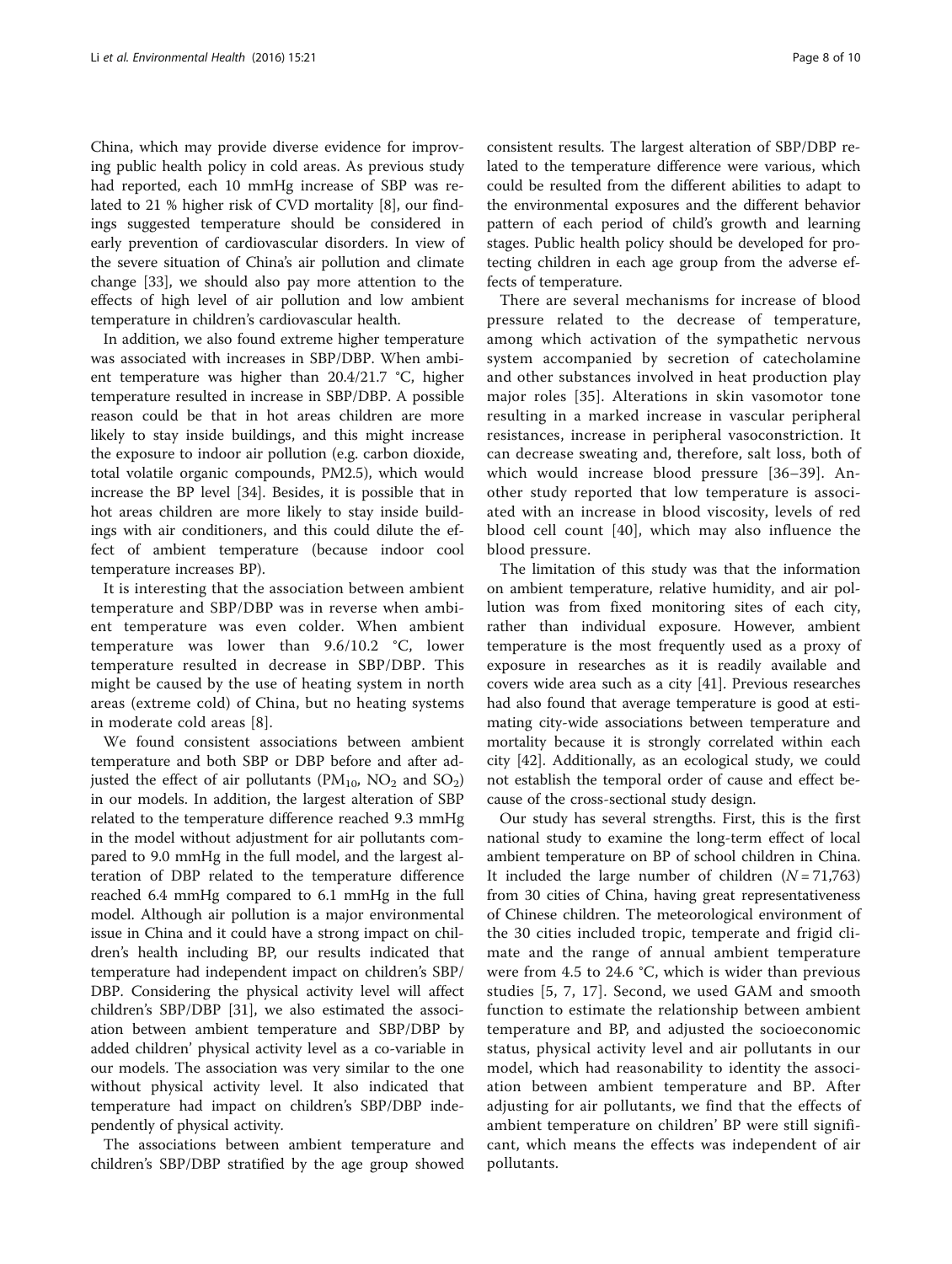China, which may provide diverse evidence for improving public health policy in cold areas. As previous study had reported, each 10 mmHg increase of SBP was related to 21 % higher risk of CVD mortality [8], our findings suggested temperature should be considered in early prevention of cardiovascular disorders. In view of the severe situation of China's air pollution and climate change [33], we should also pay more attention to the effects of high level of air pollution and low ambient temperature in children's cardiovascular health.

In addition, we also found extreme higher temperature was associated with increases in SBP/DBP. When ambient temperature was higher than 20.4/21.7 °C, higher temperature resulted in increase in SBP/DBP. A possible reason could be that in hot areas children are more likely to stay inside buildings, and this might increase the exposure to indoor air pollution (e.g. carbon dioxide, total volatile organic compounds, PM2.5), which would increase the BP level [34]. Besides, it is possible that in hot areas children are more likely to stay inside buildings with air conditioners, and this could dilute the effect of ambient temperature (because indoor cool temperature increases BP).

It is interesting that the association between ambient temperature and SBP/DBP was in reverse when ambient temperature was even colder. When ambient temperature was lower than 9.6/10.2 °C, lower temperature resulted in decrease in SBP/DBP. This might be caused by the use of heating system in north areas (extreme cold) of China, but no heating systems in moderate cold areas [8].

We found consistent associations between ambient temperature and both SBP or DBP before and after adjusted the effect of air pollutants ($PM_{10}$, $NO_2$ and $SO_2$) in our models. In addition, the largest alteration of SBP related to the temperature difference reached 9.3 mmHg in the model without adjustment for air pollutants compared to 9.0 mmHg in the full model, and the largest alteration of DBP related to the temperature difference reached 6.4 mmHg compared to 6.1 mmHg in the full model. Although air pollution is a major environmental issue in China and it could have a strong impact on children's health including BP, our results indicated that temperature had independent impact on children's SBP/DBP. Considering the physical activity level will affect children's SBP/DBP [31], we also estimated the association between ambient temperature and SBP/DBP by added children' physical activity level as a co-variable in our models. The association was very similar to the one without physical activity level. It also indicated that temperature had impact on children's SBP/DBP independently of physical activity.

The associations between ambient temperature and children's SBP/DBP stratified by the age group showed consistent results. The largest alteration of SBP/DBP related to the temperature difference were various, which could be resulted from the different abilities to adapt to the environmental exposures and the different behavior pattern of each period of child's growth and learning stages. Public health policy should be developed for protecting children in each age group from the adverse effects of temperature.

There are several mechanisms for increase of blood pressure related to the decrease of temperature, among which activation of the sympathetic nervous system accompanied by secretion of catecholamine and other substances involved in heat production play major roles [35]. Alterations in skin vasomotor tone resulting in a marked increase in vascular peripheral resistances, increase in peripheral vasoconstriction. It can decrease sweating and, therefore, salt loss, both of which would increase blood pressure [36–39]. Another study reported that low temperature is associated with an increase in blood viscosity, levels of red blood cell count [40], which may also influence the blood pressure.

The limitation of this study was that the information on ambient temperature, relative humidity, and air pollution was from fixed monitoring sites of each city, rather than individual exposure. However, ambient temperature is the most frequently used as a proxy of exposure in researches as it is readily available and covers wide area such as a city [41]. Previous researches had also found that average temperature is good at estimating city-wide associations between temperature and mortality because it is strongly correlated within each city [42]. Additionally, as an ecological study, we could not establish the temporal order of cause and effect because of the cross-sectional study design.

Our study has several strengths. First, this is the first national study to examine the long-term effect of local ambient temperature on BP of school children in China. It included the large number of children ($N = 71,763$) from 30 cities of China, having great representativeness of Chinese children. The meteorological environment of the 30 cities included tropic, temperate and frigid climate and the range of annual ambient temperature were from 4.5 to 24.6 °C, which is wider than previous studies [5, 7, 17]. Second, we used GAM and smooth function to estimate the relationship between ambient temperature and BP, and adjusted the socioeconomic status, physical activity level and air pollutants in our model, which had reasonability to identity the association between ambient temperature and BP. After adjusting for air pollutants, we find that the effects of ambient temperature on children' BP were still significant, which means the effects was independent of air pollutants.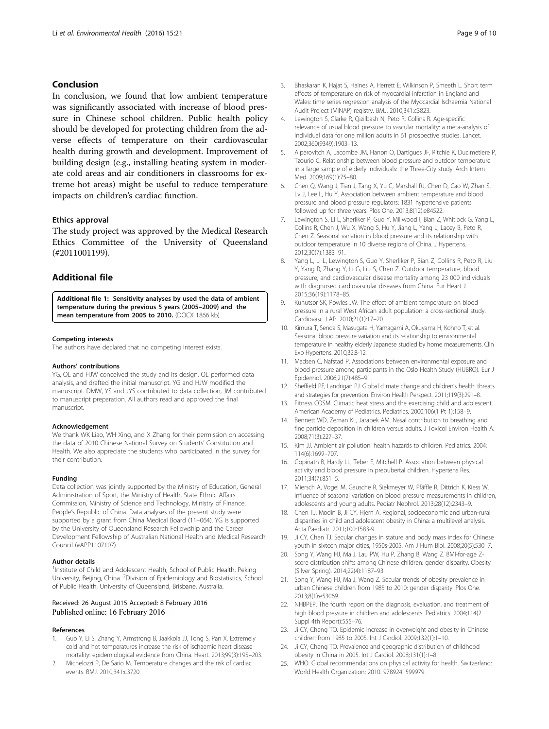## Conclusion

In conclusion, we found that low ambient temperature was significantly associated with increase of blood pressure in Chinese school children. Public health policy should be developed for protecting children from the adverse effects of temperature on their cardiovascular health during growth and development. Improvement of building design (e.g., installing heating system in moderate cold areas and air conditioners in classrooms for extreme hot areas) might be useful to reduce temperature impacts on children's cardiac function.

### Ethics approval

The study project was approved by the Medical Research Ethics Committee of the University of Queensland (#2011001199).

## Additional file

**Additional file 1: Sensitivity analyses by used the data of ambient temperature during the previous 5 years (2005–2009) and the mean temperature from 2005 to 2010.** (DOCX 1866 kb)

#### Competing interests

The authors have declared that no competing interest exists.

#### Authors' contributions

YG, QL and HJW conceived the study and its design. QL performed data analysis, and drafted the initial manuscript. YG and HJW modified the manuscript. DMW, YS and JYS contributed to data collection, JM contributed to manuscript preparation. All authors read and approved the final manuscript.

#### Acknowledgement

We thank WK Liao, WH Xing, and X Zhang for their permission on accessing the data of 2010 Chinese National Survey on Students' Constitution and Health. We also appreciate the students who participated in the survey for their contribution.

#### Funding

Data collection was jointly supported by the Ministry of Education, General Administration of Sport, the Ministry of Health, State Ethnic Affairs Commission, Ministry of Science and Technology, Ministry of Finance, People's Republic of China. Data analyses of the present study were supported by a grant from China Medical Board (11–064). YG is supported by the University of Queensland Research Fellowship and the Career Development Fellowship of Australian National Health and Medical Research Council (#APP1107107).

#### Author details

[1]Institute of Child and Adolescent Health, School of Public Health, Peking University, Beijing, China. [2]Division of Epidemiology and Biostatistics, School of Public Health, University of Queensland, Brisbane, Australia.

Received: 26 August 2015 Accepted: 8 February 2016
Published online: 16 February 2016

#### References

1. Guo Y, Li S, Zhang Y, Armstrong B, Jaakkola JJ, Tong S, Pan X. Extremely cold and hot temperatures increase the risk of ischaemic heart disease mortality: epidemiological evidence from China. Heart. 2013;99(3):195–203.
2. Michelozzi P, De Sario M. Temperature changes and the risk of cardiac events. BMJ. 2010;341:c3720.
3. Bhaskaran K, Hajat S, Haines A, Herrett E, Wilkinson P, Smeeth L. Short term effects of temperature on risk of myocardial infarction in England and Wales: time series regression analysis of the Myocardial Ischaemia National Audit Project (MINAP) registry. BMJ. 2010;341:c3823.
4. Lewington S, Clarke R, Qizilbash N, Peto R, Collins R. Age-specific relevance of usual blood pressure to vascular mortality: a meta-analysis of individual data for one million adults in 61 prospective studies. Lancet. 2002;360(9349):1903–13.
5. Alperovitch A, Lacombe JM, Hanon O, Dartigues JF, Ritchie K, Ducimetiere P, Tzourio C. Relationship between blood pressure and outdoor temperature in a large sample of elderly individuals: the Three-City study. Arch Intern Med. 2009;169(1):75–80.
6. Chen Q, Wang J, Tian J, Tang X, Yu C, Marshall RJ, Chen D, Cao W, Zhan S, Lv J, Lee L, Hu Y. Association between ambient temperature and blood pressure and blood pressure regulators: 1831 hypertensive patients followed up for three years. Plos One. 2013;8(12):e84522.
7. Lewington S, Li L, Sherliker P, Guo Y, Millwood I, Bian Z, Whitlock G, Yang L, Collins R, Chen J, Wu X, Wang S, Hu Y, Jiang L, Yang L, Lacey B, Peto R, Chen Z. Seasonal variation in blood pressure and its relationship with outdoor temperature in 10 diverse regions of China. J Hypertens. 2012;30(7):1383–91.
8. Yang L, Li L, Lewington S, Guo Y, Sherliker P, Bian Z, Collins R, Peto R, Liu Y, Yang R, Zhang Y, Li G, Liu S, Chen Z. Outdoor temperature, blood pressure, and cardiovascular disease mortality among 23 000 individuals with diagnosed cardiovascular diseases from China. Eur Heart J. 2015;36(19):1178–85.
9. Kunutsor SK, Powles JW. The effect of ambient temperature on blood pressure in a rural West African adult population: a cross-sectional study. Cardiovasc J Afr. 2010;21(1):17–20.
10. Kimura T, Senda S, Masugata H, Yamagami A, Okuyama H, Kohno T, et al. Seasonal blood pressure variation and its relationship to environmental temperature in healthy elderly Japanese studied by home measurements. Clin Exp Hypertens. 2010;32:8-12.
11. Madsen C, Nafstad P. Associations between environmental exposure and blood pressure among participants in the Oslo Health Study (HUBRO). Eur J Epidemiol. 2006;21(7):485–91.
12. Sheffield PE, Landrigan PJ. Global climate change and children's health: threats and strategies for prevention. Environ Health Perspect. 2011;119(3):291–8.
13. Fitness COSM. Climatic heat stress and the exercising child and adolescent. American Academy of Pediatrics. Pediatrics. 2000;106(1 Pt 1):158–9.
14. Bennett WD, Zeman KL, Jarabek AM. Nasal contribution to breathing and fine particle deposition in children versus adults. J Toxicol Environ Health A. 2008;71(3):227–37.
15. Kim JJ. Ambient air pollution: health hazards to children. Pediatrics. 2004; 114(6):1699–707.
16. Gopinath B, Hardy LL, Teber E, Mitchell P. Association between physical activity and blood pressure in prepubertal children. Hypertens Res. 2011;34(7):851–5.
17. Miersch A, Vogel M, Gausche R, Siekmeyer W, Pfäffle R, Dittrich K, Kiess W. Influence of seasonal variation on blood pressure measurements in children, adolescents and young adults. Pediatr Nephrol. 2013;28(12):2343–9.
18. Chen TJ, Modin B, Ji CY, Hjern A. Regional, socioeconomic and urban-rural disparities in child and adolescent obesity in China: a multilevel analysis. Acta Paediatr. 2011;100:1583-9.
19. Ji CY, Chen TJ. Secular changes in stature and body mass index for Chinese youth in sixteen major cities, 1950s-2005. Am J Hum Biol. 2008;20(5):530–7.
20. Song Y, Wang HJ, Ma J, Lau PW, Hu P, Zhang B, Wang Z. BMI-for-age Z-score distribution shifts among Chinese children: gender disparity. Obesity (Silver Spring). 2014;22(4):1187–93.
21. Song Y, Wang HJ, Ma J, Wang Z. Secular trends of obesity prevalence in urban Chinese children from 1985 to 2010: gender disparity. Plos One. 2013;8(1):e53069.
22. NHBPEP. The fourth report on the diagnosis, evaluation, and treatment of high blood pressure in children and adolescents. Pediatrics. 2004;114(2 Suppl 4th Report):555–76.
23. Ji CY, Cheng TO. Epidemic increase in overweight and obesity in Chinese children from 1985 to 2005. Int J Cardiol. 2009;132(1):1–10.
24. Ji CY, Cheng TO. Prevalence and geographic distribution of childhood obesity in China in 2005. Int J Cardiol. 2008;131(1):1–8.
25. WHO. Global recommendations on physical activity for health. Switzerland: World Health Organization; 2010. 9789241599979.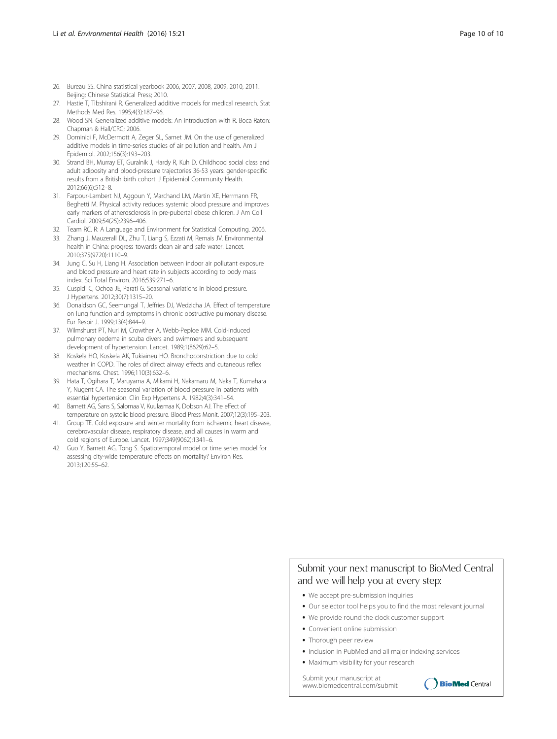26. Bureau SS. China statistical yearbook 2006, 2007, 2008, 2009, 2010, 2011. Beijing: Chinese Statistical Press; 2010.
27. Hastie T, Tibshirani R. Generalized additive models for medical research. Stat Methods Med Res. 1995;4(3):187–96.
28. Wood SN. Generalized additive models: An introduction with R. Boca Raton: Chapman & Hall/CRC; 2006.
29. Dominici F, McDermott A, Zeger SL, Samet JM. On the use of generalized additive models in time-series studies of air pollution and health. Am J Epidemiol. 2002;156(3):193–203.
30. Strand BH, Murray ET, Guralnik J, Hardy R, Kuh D. Childhood social class and adult adiposity and blood-pressure trajectories 36-53 years: gender-specific results from a British birth cohort. J Epidemiol Community Health. 2012;66(6):512–8.
31. Farpour-Lambert NJ, Aggoun Y, Marchand LM, Martin XE, Herrmann FR, Beghetti M. Physical activity reduces systemic blood pressure and improves early markers of atherosclerosis in pre-pubertal obese children. J Am Coll Cardiol. 2009;54(25):2396–406.
32. Team RC. R: A Language and Environment for Statistical Computing. 2006.
33. Zhang J, Mauzerall DL, Zhu T, Liang S, Ezzati M, Remais JV. Environmental health in China: progress towards clean air and safe water. Lancet. 2010;375(9720):1110–9.
34. Jung C, Su H, Liang H. Association between indoor air pollutant exposure and blood pressure and heart rate in subjects according to body mass index. Sci Total Environ. 2016;539:271–6.
35. Cuspidi C, Ochoa JE, Parati G. Seasonal variations in blood pressure. J Hypertens. 2012;30(7):1315–20.
36. Donaldson GC, Seemungal T, Jeffries DJ, Wedzicha JA. Effect of temperature on lung function and symptoms in chronic obstructive pulmonary disease. Eur Respir J. 1999;13(4):844–9.
37. Wilmshurst PT, Nuri M, Crowther A, Webb-Peploe MM. Cold-induced pulmonary oedema in scuba divers and swimmers and subsequent development of hypertension. Lancet. 1989;1(8629):62–5.
38. Koskela HO, Koskela AK, Tukiaineu HO. Bronchoconstriction due to cold weather in COPD. The roles of direct airway effects and cutaneous reflex mechanisms. Chest. 1996;110(3):632–6.
39. Hata T, Ogihara T, Maruyama A, Mikami H, Nakamaru M, Naka T, Kumahara Y, Nugent CA. The seasonal variation of blood pressure in patients with essential hypertension. Clin Exp Hypertens A. 1982;4(3):341–54.
40. Barnett AG, Sans S, Salomaa V, Kuulasmaa K, Dobson AJ. The effect of temperature on systolic blood pressure. Blood Press Monit. 2007;12(3):195–203.
41. Group TE. Cold exposure and winter mortality from ischaemic heart disease, cerebrovascular disease, respiratory disease, and all causes in warm and cold regions of Europe. Lancet. 1997;349(9062):1341–6.
42. Guo Y, Barnett AG, Tong S. Spatiotemporal model or time series model for assessing city-wide temperature effects on mortality? Environ Res. 2013;120:55–62.

Submit your next manuscript to BioMed Central and we will help you at every step:

- We accept pre-submission inquiries
- Our selector tool helps you to find the most relevant journal
- We provide round the clock customer support
- Convenient online submission
- Thorough peer review
- Inclusion in PubMed and all major indexing services
- Maximum visibility for your research

Submit your manuscript at www.biomedcentral.com/submit

BioMed Central